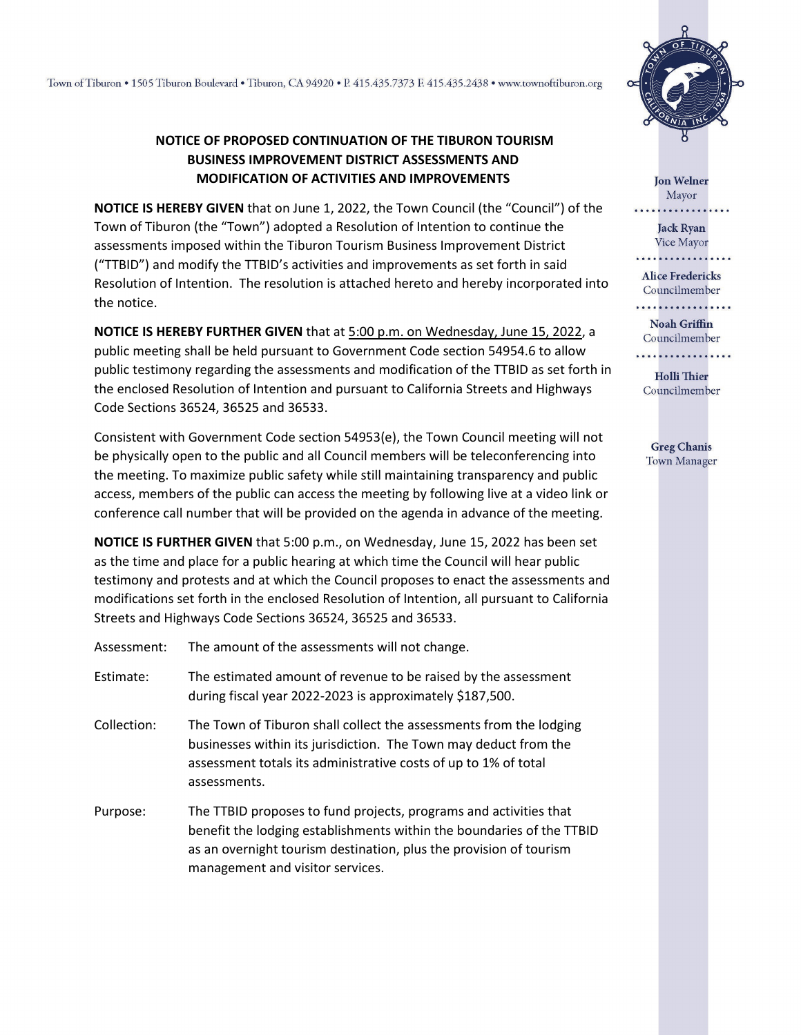Town of Tiburon • 1505 Tiburon Boulevard • Tiburon, CA 94920 • P. 415.435.7373 F. 415.435.2438 • www.townoftiburon.org

Jon Welner, Mayor
Jack Ryan, Vice Mayor
Alice Fredericks, Councilmember
Noah Griffin, Councilmember
Holli Thier, Councilmember
Greg Chanis, Town Manager

**NOTICE OF PROPOSED CONTINUATION OF THE TIBURON TOURISM BUSINESS IMPROVEMENT DISTRICT ASSESSMENTS AND MODIFICATION OF ACTIVITIES AND IMPROVEMENTS**

**NOTICE IS HEREBY GIVEN** that on June 1, 2022, the Town Council (the "Council") of the Town of Tiburon (the "Town") adopted a Resolution of Intention to continue the assessments imposed within the Tiburon Tourism Business Improvement District ("TTBID") and modify the TTBID's activities and improvements as set forth in said Resolution of Intention. The resolution is attached hereto and hereby incorporated into the notice.

**NOTICE IS HEREBY FURTHER GIVEN** that at 5:00 p.m. on Wednesday, June 15, 2022, a public meeting shall be held pursuant to Government Code section 54954.6 to allow public testimony regarding the assessments and modification of the TTBID as set forth in the enclosed Resolution of Intention and pursuant to California Streets and Highways Code Sections 36524, 36525 and 36533.

Consistent with Government Code section 54953(e), the Town Council meeting will not be physically open to the public and all Council members will be teleconferencing into the meeting. To maximize public safety while still maintaining transparency and public access, members of the public can access the meeting by following live at a video link or conference call number that will be provided on the agenda in advance of the meeting.

**NOTICE IS FURTHER GIVEN** that 5:00 p.m., on Wednesday, June 15, 2022 has been set as the time and place for a public hearing at which time the Council will hear public testimony and protests and at which the Council proposes to enact the assessments and modifications set forth in the enclosed Resolution of Intention, all pursuant to California Streets and Highways Code Sections 36524, 36525 and 36533.

Assessment: The amount of the assessments will not change.

Estimate: The estimated amount of revenue to be raised by the assessment during fiscal year 2022-2023 is approximately $187,500.

Collection: The Town of Tiburon shall collect the assessments from the lodging businesses within its jurisdiction. The Town may deduct from the assessment totals its administrative costs of up to 1% of total assessments.

Purpose: The TTBID proposes to fund projects, programs and activities that benefit the lodging establishments within the boundaries of the TTBID as an overnight tourism destination, plus the provision of tourism management and visitor services.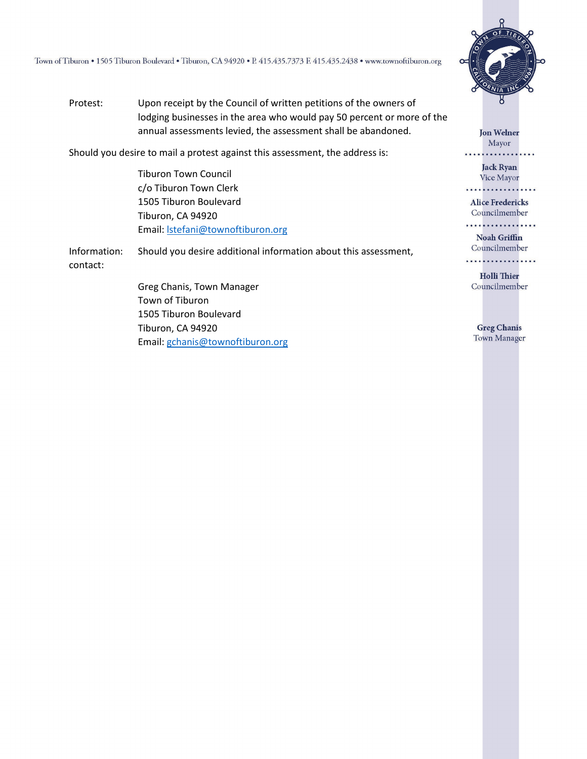Protest: Upon receipt by the Council of written petitions of the owners of lodging businesses in the area who would pay 50 percent or more of the annual assessments levied, the assessment shall be abandoned.

Should you desire to mail a protest against this assessment, the address is:

Tiburon Town Council
c/o Tiburon Town Clerk
1505 Tiburon Boulevard
Tiburon, CA 94920
Email: lstefani@townoftiburon.org

Information: contact: Should you desire additional information about this assessment,

Greg Chanis, Town Manager
Town of Tiburon
1505 Tiburon Boulevard
Tiburon, CA 94920
Email: gchanis@townoftiburon.org

**Jon Welner**
Mayor

**Jack Ryan**
Vice Mayor

**Alice Fredericks**
Councilmember

**Noah Griffin**
Councilmember

**Holli Thier**
Councilmember

**Greg Chanis**
Town Manager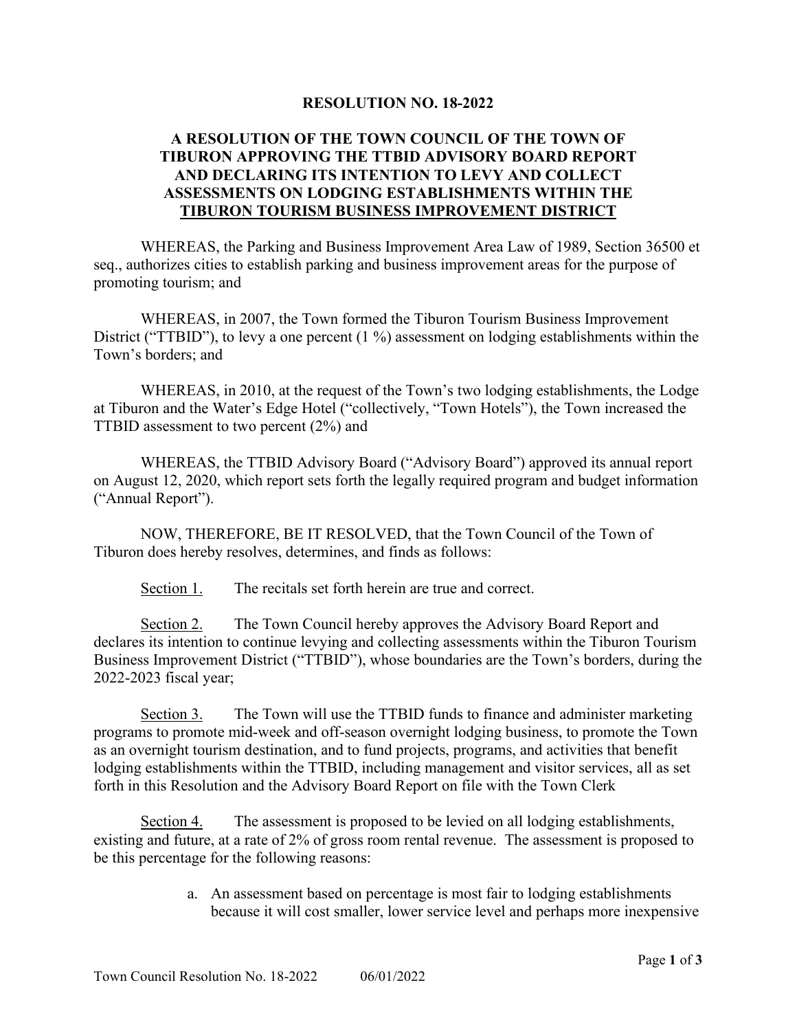**RESOLUTION NO. 18-2022**

**A RESOLUTION OF THE TOWN COUNCIL OF THE TOWN OF TIBURON APPROVING THE TTBID ADVISORY BOARD REPORT AND DECLARING ITS INTENTION TO LEVY AND COLLECT ASSESSMENTS ON LODGING ESTABLISHMENTS WITHIN THE <u>TIBURON TOURISM BUSINESS IMPROVEMENT DISTRICT</u>**

WHEREAS, the Parking and Business Improvement Area Law of 1989, Section 36500 et seq., authorizes cities to establish parking and business improvement areas for the purpose of promoting tourism; and

WHEREAS, in 2007, the Town formed the Tiburon Tourism Business Improvement District ("TTBID"), to levy a one percent (1 %) assessment on lodging establishments within the Town's borders; and

WHEREAS, in 2010, at the request of the Town's two lodging establishments, the Lodge at Tiburon and the Water's Edge Hotel ("collectively, "Town Hotels"), the Town increased the TTBID assessment to two percent (2%) and

WHEREAS, the TTBID Advisory Board ("Advisory Board") approved its annual report on August 12, 2020, which report sets forth the legally required program and budget information ("Annual Report").

NOW, THEREFORE, BE IT RESOLVED, that the Town Council of the Town of Tiburon does hereby resolves, determines, and finds as follows:

<u>Section 1.</u> The recitals set forth herein are true and correct.

<u>Section 2.</u> The Town Council hereby approves the Advisory Board Report and declares its intention to continue levying and collecting assessments within the Tiburon Tourism Business Improvement District ("TTBID"), whose boundaries are the Town's borders, during the 2022-2023 fiscal year;

<u>Section 3.</u> The Town will use the TTBID funds to finance and administer marketing programs to promote mid-week and off-season overnight lodging business, to promote the Town as an overnight tourism destination, and to fund projects, programs, and activities that benefit lodging establishments within the TTBID, including management and visitor services, all as set forth in this Resolution and the Advisory Board Report on file with the Town Clerk

<u>Section 4.</u> The assessment is proposed to be levied on all lodging establishments, existing and future, at a rate of 2% of gross room rental revenue. The assessment is proposed to be this percentage for the following reasons:

a. An assessment based on percentage is most fair to lodging establishments because it will cost smaller, lower service level and perhaps more inexpensive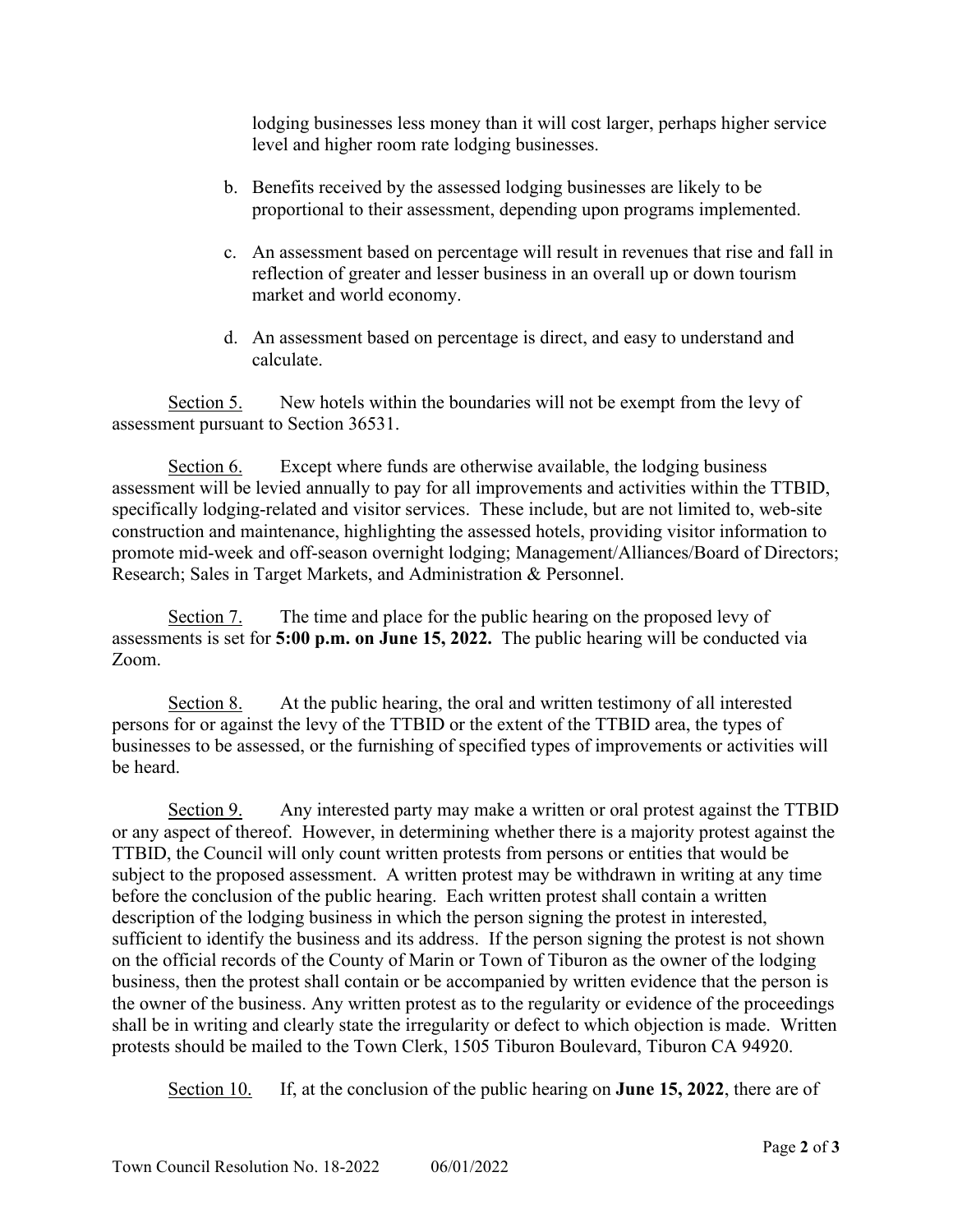lodging businesses less money than it will cost larger, perhaps higher service level and higher room rate lodging businesses.

b. Benefits received by the assessed lodging businesses are likely to be proportional to their assessment, depending upon programs implemented.

c. An assessment based on percentage will result in revenues that rise and fall in reflection of greater and lesser business in an overall up or down tourism market and world economy.

d. An assessment based on percentage is direct, and easy to understand and calculate.

Section 5. New hotels within the boundaries will not be exempt from the levy of assessment pursuant to Section 36531.

Section 6. Except where funds are otherwise available, the lodging business assessment will be levied annually to pay for all improvements and activities within the TTBID, specifically lodging-related and visitor services. These include, but are not limited to, web-site construction and maintenance, highlighting the assessed hotels, providing visitor information to promote mid-week and off-season overnight lodging; Management/Alliances/Board of Directors; Research; Sales in Target Markets, and Administration & Personnel.

Section 7. The time and place for the public hearing on the proposed levy of assessments is set for **5:00 p.m. on June 15, 2022.** The public hearing will be conducted via Zoom.

Section 8. At the public hearing, the oral and written testimony of all interested persons for or against the levy of the TTBID or the extent of the TTBID area, the types of businesses to be assessed, or the furnishing of specified types of improvements or activities will be heard.

Section 9. Any interested party may make a written or oral protest against the TTBID or any aspect of thereof. However, in determining whether there is a majority protest against the TTBID, the Council will only count written protests from persons or entities that would be subject to the proposed assessment. A written protest may be withdrawn in writing at any time before the conclusion of the public hearing. Each written protest shall contain a written description of the lodging business in which the person signing the protest in interested, sufficient to identify the business and its address. If the person signing the protest is not shown on the official records of the County of Marin or Town of Tiburon as the owner of the lodging business, then the protest shall contain or be accompanied by written evidence that the person is the owner of the business. Any written protest as to the regularity or evidence of the proceedings shall be in writing and clearly state the irregularity or defect to which objection is made. Written protests should be mailed to the Town Clerk, 1505 Tiburon Boulevard, Tiburon CA 94920.

Section 10. If, at the conclusion of the public hearing on **June 15, 2022**, there are of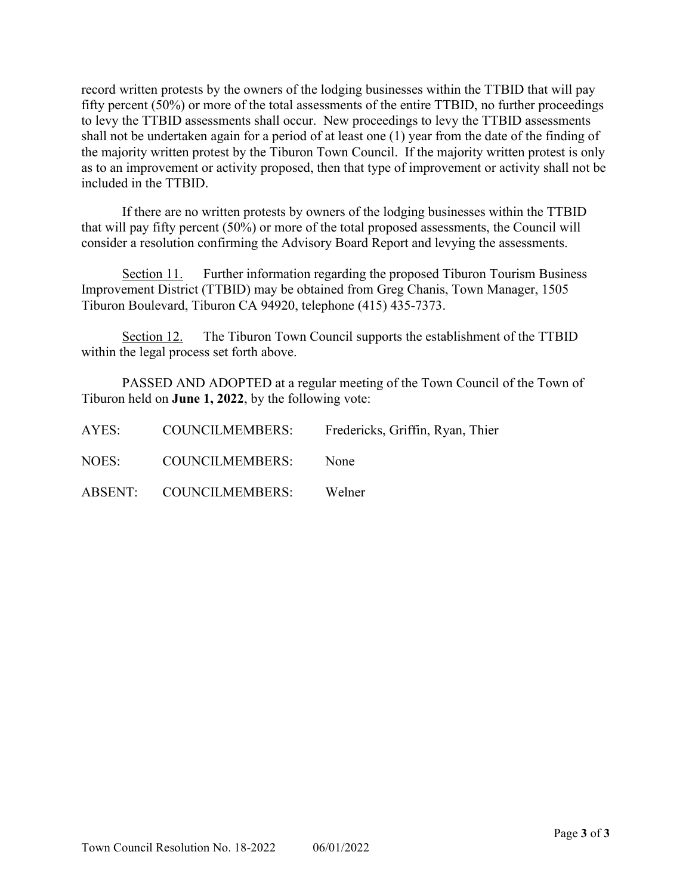record written protests by the owners of the lodging businesses within the TTBID that will pay fifty percent (50%) or more of the total assessments of the entire TTBID, no further proceedings to levy the TTBID assessments shall occur. New proceedings to levy the TTBID assessments shall not be undertaken again for a period of at least one (1) year from the date of the finding of the majority written protest by the Tiburon Town Council. If the majority written protest is only as to an improvement or activity proposed, then that type of improvement or activity shall not be included in the TTBID.

If there are no written protests by owners of the lodging businesses within the TTBID that will pay fifty percent (50%) or more of the total proposed assessments, the Council will consider a resolution confirming the Advisory Board Report and levying the assessments.

Section 11. Further information regarding the proposed Tiburon Tourism Business Improvement District (TTBID) may be obtained from Greg Chanis, Town Manager, 1505 Tiburon Boulevard, Tiburon CA 94920, telephone (415) 435-7373.

Section 12. The Tiburon Town Council supports the establishment of the TTBID within the legal process set forth above.

PASSED AND ADOPTED at a regular meeting of the Town Council of the Town of Tiburon held on **June 1, 2022**, by the following vote:

| | | |
|---|---|---|
| AYES: | COUNCILMEMBERS: | Fredericks, Griffin, Ryan, Thier |
| NOES: | COUNCILMEMBERS: | None |
| ABSENT: | COUNCILMEMBERS: | Welner |

Town Council Resolution No. 18-2022 06/01/2022